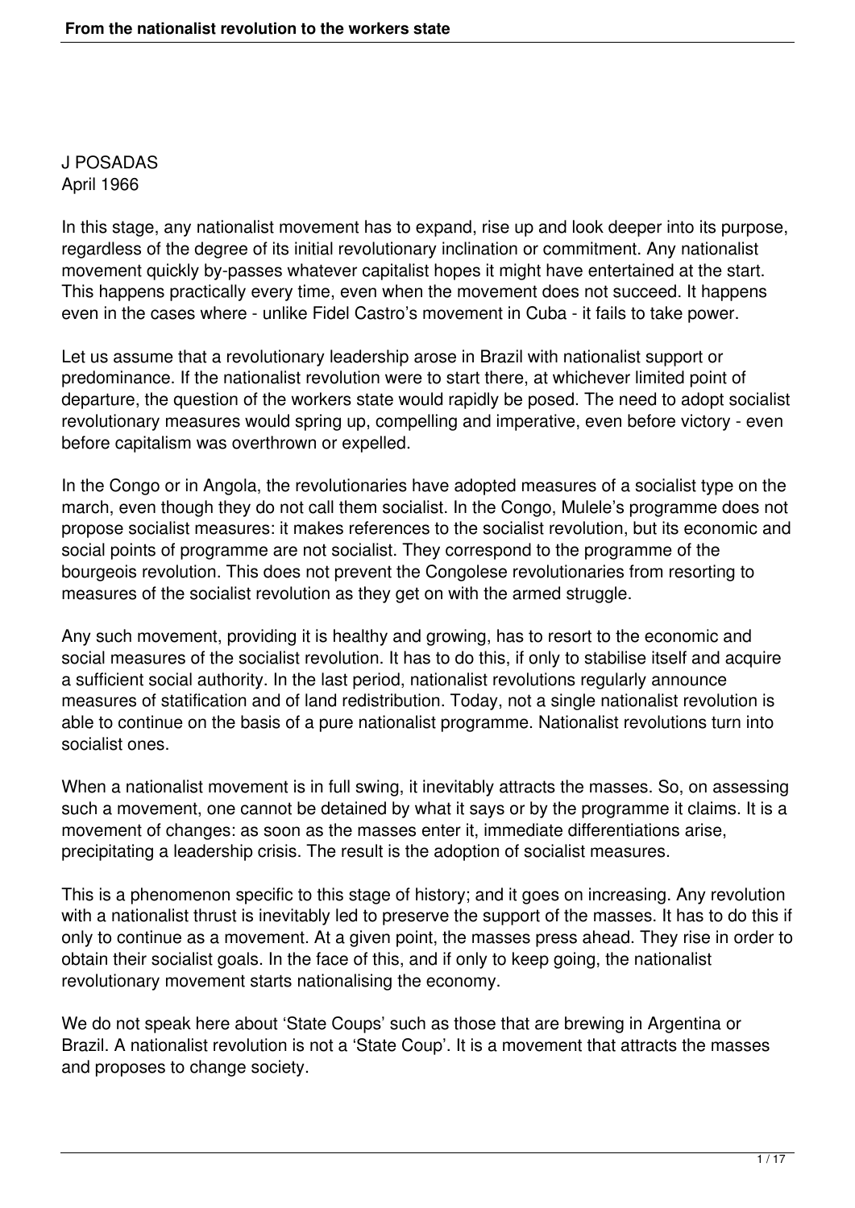J POSADAS
April 1966

In this stage, any nationalist movement has to expand, rise up and look deeper into its purpose, regardless of the degree of its initial revolutionary inclination or commitment. Any nationalist movement quickly by-passes whatever capitalist hopes it might have entertained at the start. This happens practically every time, even when the movement does not succeed. It happens even in the cases where - unlike Fidel Castro's movement in Cuba - it fails to take power.

Let us assume that a revolutionary leadership arose in Brazil with nationalist support or predominance. If the nationalist revolution were to start there, at whichever limited point of departure, the question of the workers state would rapidly be posed. The need to adopt socialist revolutionary measures would spring up, compelling and imperative, even before victory - even before capitalism was overthrown or expelled.

In the Congo or in Angola, the revolutionaries have adopted measures of a socialist type on the march, even though they do not call them socialist. In the Congo, Mulele's programme does not propose socialist measures: it makes references to the socialist revolution, but its economic and social points of programme are not socialist. They correspond to the programme of the bourgeois revolution. This does not prevent the Congolese revolutionaries from resorting to measures of the socialist revolution as they get on with the armed struggle.

Any such movement, providing it is healthy and growing, has to resort to the economic and social measures of the socialist revolution. It has to do this, if only to stabilise itself and acquire a sufficient social authority. In the last period, nationalist revolutions regularly announce measures of statification and of land redistribution. Today, not a single nationalist revolution is able to continue on the basis of a pure nationalist programme. Nationalist revolutions turn into socialist ones.

When a nationalist movement is in full swing, it inevitably attracts the masses. So, on assessing such a movement, one cannot be detained by what it says or by the programme it claims. It is a movement of changes: as soon as the masses enter it, immediate differentiations arise, precipitating a leadership crisis. The result is the adoption of socialist measures.

This is a phenomenon specific to this stage of history; and it goes on increasing. Any revolution with a nationalist thrust is inevitably led to preserve the support of the masses. It has to do this if only to continue as a movement. At a given point, the masses press ahead. They rise in order to obtain their socialist goals. In the face of this, and if only to keep going, the nationalist revolutionary movement starts nationalising the economy.

We do not speak here about 'State Coups' such as those that are brewing in Argentina or Brazil. A nationalist revolution is not a 'State Coup'. It is a movement that attracts the masses and proposes to change society.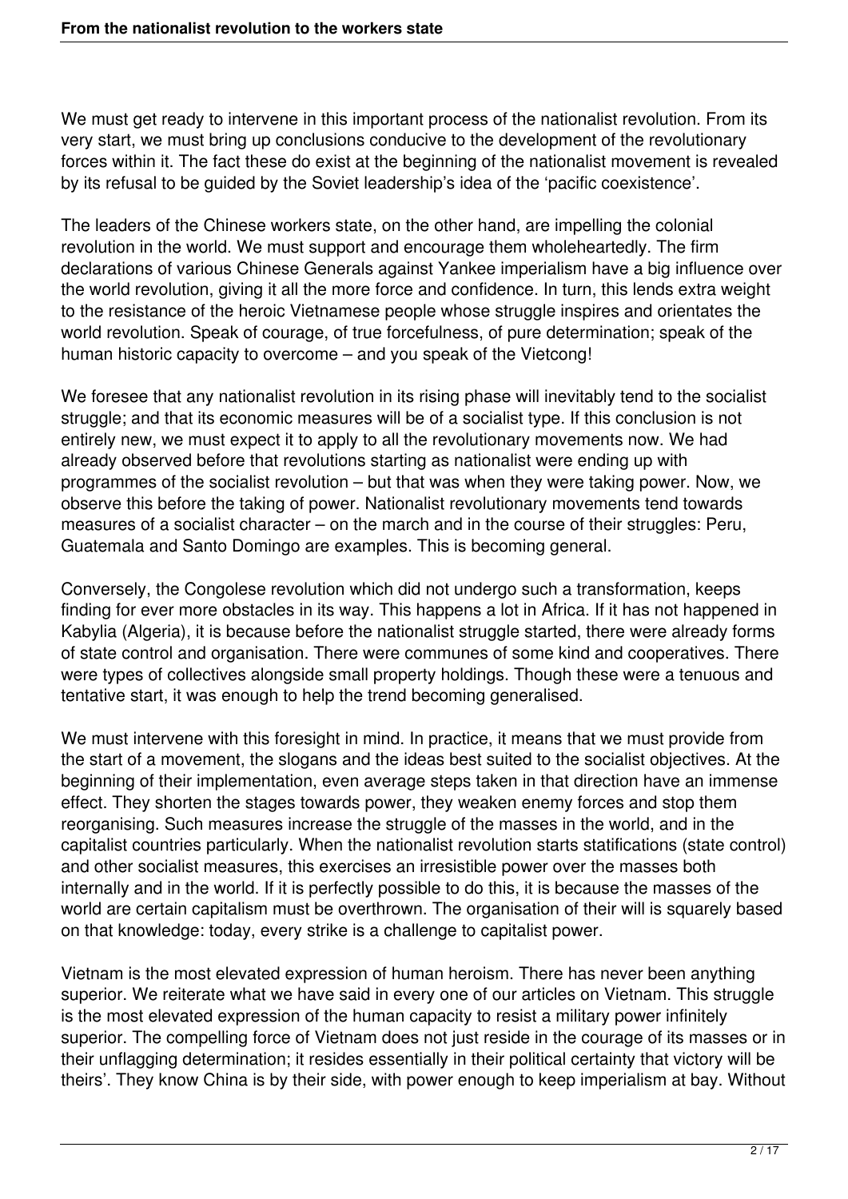We must get ready to intervene in this important process of the nationalist revolution. From its very start, we must bring up conclusions conducive to the development of the revolutionary forces within it. The fact these do exist at the beginning of the nationalist movement is revealed by its refusal to be guided by the Soviet leadership's idea of the 'pacific coexistence'.

The leaders of the Chinese workers state, on the other hand, are impelling the colonial revolution in the world. We must support and encourage them wholeheartedly. The firm declarations of various Chinese Generals against Yankee imperialism have a big influence over the world revolution, giving it all the more force and confidence. In turn, this lends extra weight to the resistance of the heroic Vietnamese people whose struggle inspires and orientates the world revolution. Speak of courage, of true forcefulness, of pure determination; speak of the human historic capacity to overcome – and you speak of the Vietcong!

We foresee that any nationalist revolution in its rising phase will inevitably tend to the socialist struggle; and that its economic measures will be of a socialist type. If this conclusion is not entirely new, we must expect it to apply to all the revolutionary movements now. We had already observed before that revolutions starting as nationalist were ending up with programmes of the socialist revolution – but that was when they were taking power. Now, we observe this before the taking of power. Nationalist revolutionary movements tend towards measures of a socialist character – on the march and in the course of their struggles: Peru, Guatemala and Santo Domingo are examples. This is becoming general.

Conversely, the Congolese revolution which did not undergo such a transformation, keeps finding for ever more obstacles in its way. This happens a lot in Africa. If it has not happened in Kabylia (Algeria), it is because before the nationalist struggle started, there were already forms of state control and organisation. There were communes of some kind and cooperatives. There were types of collectives alongside small property holdings. Though these were a tenuous and tentative start, it was enough to help the trend becoming generalised.

We must intervene with this foresight in mind. In practice, it means that we must provide from the start of a movement, the slogans and the ideas best suited to the socialist objectives. At the beginning of their implementation, even average steps taken in that direction have an immense effect. They shorten the stages towards power, they weaken enemy forces and stop them reorganising. Such measures increase the struggle of the masses in the world, and in the capitalist countries particularly. When the nationalist revolution starts statifications (state control) and other socialist measures, this exercises an irresistible power over the masses both internally and in the world. If it is perfectly possible to do this, it is because the masses of the world are certain capitalism must be overthrown. The organisation of their will is squarely based on that knowledge: today, every strike is a challenge to capitalist power.

Vietnam is the most elevated expression of human heroism. There has never been anything superior. We reiterate what we have said in every one of our articles on Vietnam. This struggle is the most elevated expression of the human capacity to resist a military power infinitely superior. The compelling force of Vietnam does not just reside in the courage of its masses or in their unflagging determination; it resides essentially in their political certainty that victory will be theirs'. They know China is by their side, with power enough to keep imperialism at bay. Without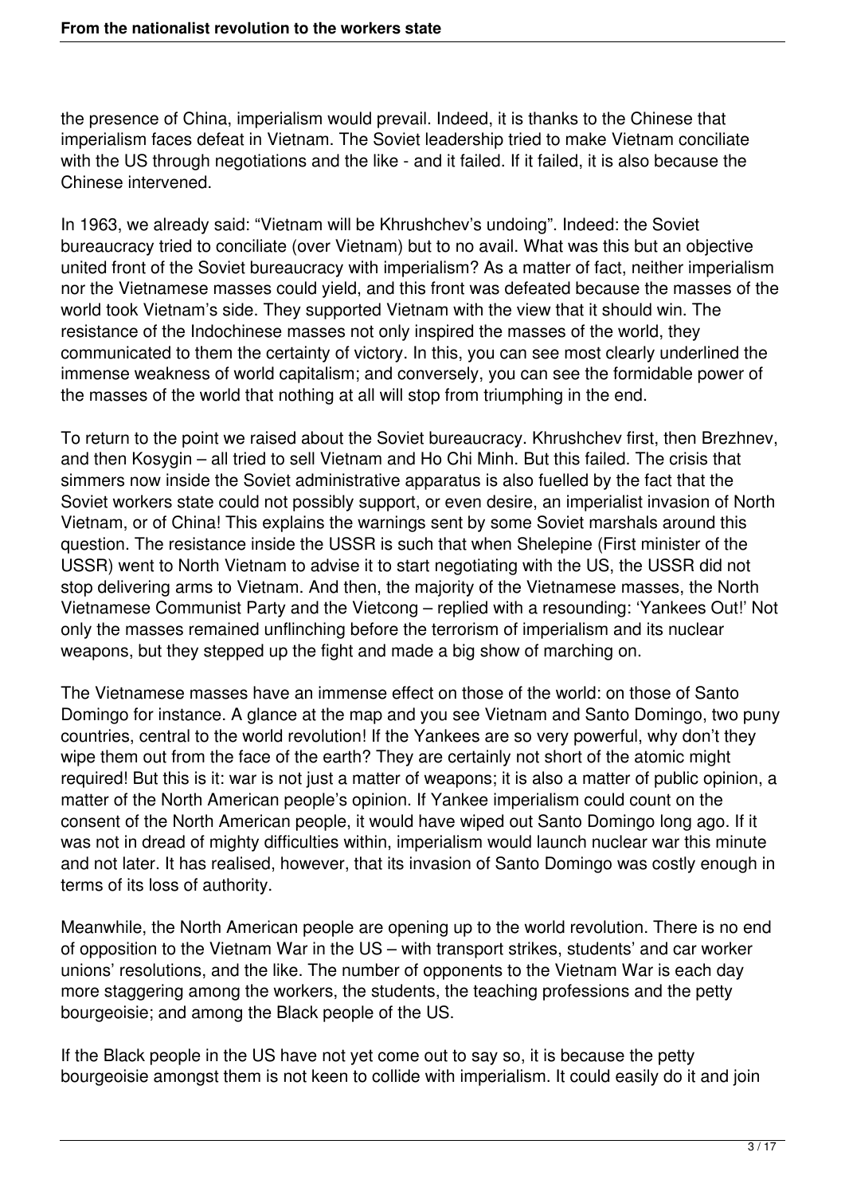the presence of China, imperialism would prevail. Indeed, it is thanks to the Chinese that imperialism faces defeat in Vietnam. The Soviet leadership tried to make Vietnam conciliate with the US through negotiations and the like - and it failed. If it failed, it is also because the Chinese intervened.

In 1963, we already said: "Vietnam will be Khrushchev's undoing". Indeed: the Soviet bureaucracy tried to conciliate (over Vietnam) but to no avail. What was this but an objective united front of the Soviet bureaucracy with imperialism? As a matter of fact, neither imperialism nor the Vietnamese masses could yield, and this front was defeated because the masses of the world took Vietnam's side. They supported Vietnam with the view that it should win. The resistance of the Indochinese masses not only inspired the masses of the world, they communicated to them the certainty of victory. In this, you can see most clearly underlined the immense weakness of world capitalism; and conversely, you can see the formidable power of the masses of the world that nothing at all will stop from triumphing in the end.

To return to the point we raised about the Soviet bureaucracy. Khrushchev first, then Brezhnev, and then Kosygin – all tried to sell Vietnam and Ho Chi Minh. But this failed. The crisis that simmers now inside the Soviet administrative apparatus is also fuelled by the fact that the Soviet workers state could not possibly support, or even desire, an imperialist invasion of North Vietnam, or of China! This explains the warnings sent by some Soviet marshals around this question. The resistance inside the USSR is such that when Shelepine (First minister of the USSR) went to North Vietnam to advise it to start negotiating with the US, the USSR did not stop delivering arms to Vietnam. And then, the majority of the Vietnamese masses, the North Vietnamese Communist Party and the Vietcong – replied with a resounding: 'Yankees Out!' Not only the masses remained unflinching before the terrorism of imperialism and its nuclear weapons, but they stepped up the fight and made a big show of marching on.

The Vietnamese masses have an immense effect on those of the world: on those of Santo Domingo for instance. A glance at the map and you see Vietnam and Santo Domingo, two puny countries, central to the world revolution! If the Yankees are so very powerful, why don't they wipe them out from the face of the earth? They are certainly not short of the atomic might required! But this is it: war is not just a matter of weapons; it is also a matter of public opinion, a matter of the North American people's opinion. If Yankee imperialism could count on the consent of the North American people, it would have wiped out Santo Domingo long ago. If it was not in dread of mighty difficulties within, imperialism would launch nuclear war this minute and not later. It has realised, however, that its invasion of Santo Domingo was costly enough in terms of its loss of authority.

Meanwhile, the North American people are opening up to the world revolution. There is no end of opposition to the Vietnam War in the US – with transport strikes, students' and car worker unions' resolutions, and the like. The number of opponents to the Vietnam War is each day more staggering among the workers, the students, the teaching professions and the petty bourgeoisie; and among the Black people of the US.

If the Black people in the US have not yet come out to say so, it is because the petty bourgeoisie amongst them is not keen to collide with imperialism. It could easily do it and join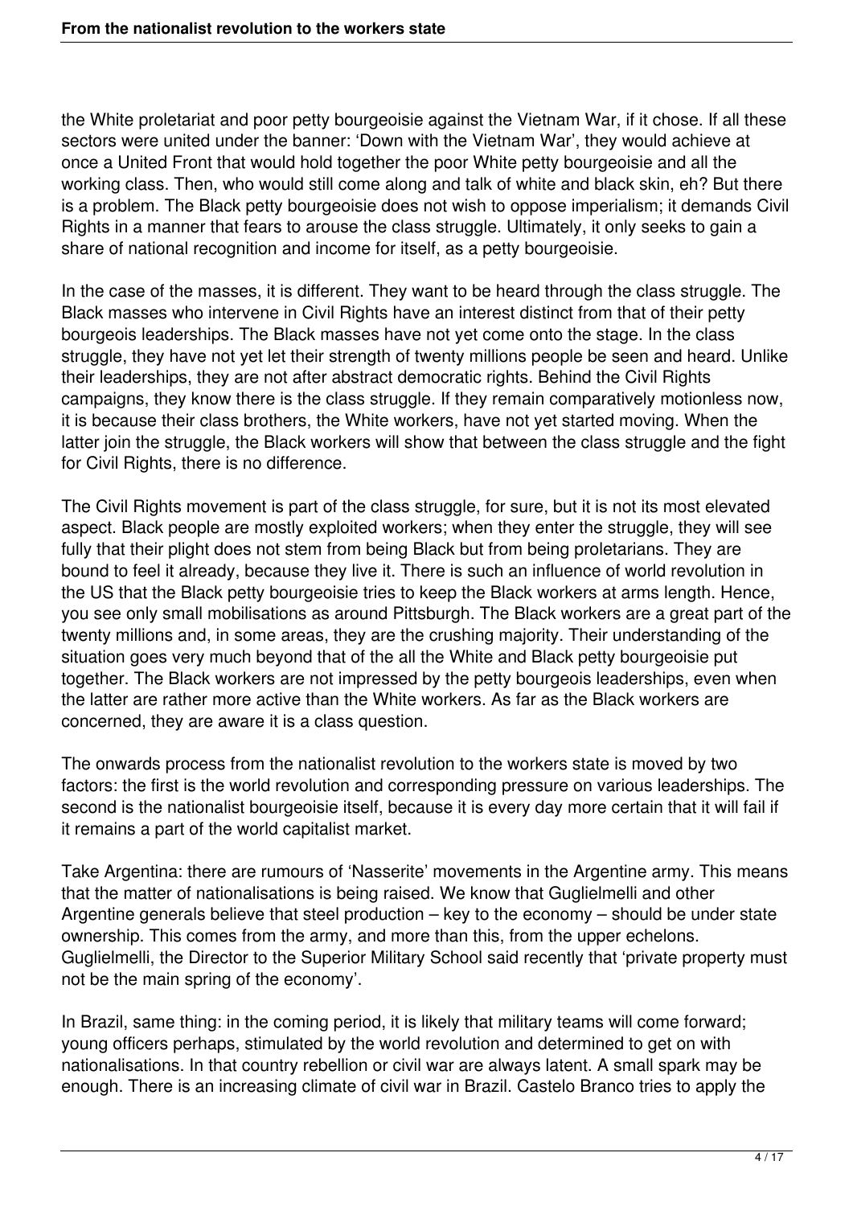the White proletariat and poor petty bourgeoisie against the Vietnam War, if it chose. If all these sectors were united under the banner: 'Down with the Vietnam War', they would achieve at once a United Front that would hold together the poor White petty bourgeoisie and all the working class. Then, who would still come along and talk of white and black skin, eh? But there is a problem. The Black petty bourgeoisie does not wish to oppose imperialism; it demands Civil Rights in a manner that fears to arouse the class struggle. Ultimately, it only seeks to gain a share of national recognition and income for itself, as a petty bourgeoisie.

In the case of the masses, it is different. They want to be heard through the class struggle. The Black masses who intervene in Civil Rights have an interest distinct from that of their petty bourgeois leaderships. The Black masses have not yet come onto the stage. In the class struggle, they have not yet let their strength of twenty millions people be seen and heard. Unlike their leaderships, they are not after abstract democratic rights. Behind the Civil Rights campaigns, they know there is the class struggle. If they remain comparatively motionless now, it is because their class brothers, the White workers, have not yet started moving. When the latter join the struggle, the Black workers will show that between the class struggle and the fight for Civil Rights, there is no difference.

The Civil Rights movement is part of the class struggle, for sure, but it is not its most elevated aspect. Black people are mostly exploited workers; when they enter the struggle, they will see fully that their plight does not stem from being Black but from being proletarians. They are bound to feel it already, because they live it. There is such an influence of world revolution in the US that the Black petty bourgeoisie tries to keep the Black workers at arms length. Hence, you see only small mobilisations as around Pittsburgh. The Black workers are a great part of the twenty millions and, in some areas, they are the crushing majority. Their understanding of the situation goes very much beyond that of the all the White and Black petty bourgeoisie put together. The Black workers are not impressed by the petty bourgeois leaderships, even when the latter are rather more active than the White workers. As far as the Black workers are concerned, they are aware it is a class question.

The onwards process from the nationalist revolution to the workers state is moved by two factors: the first is the world revolution and corresponding pressure on various leaderships. The second is the nationalist bourgeoisie itself, because it is every day more certain that it will fail if it remains a part of the world capitalist market.

Take Argentina: there are rumours of 'Nasserite' movements in the Argentine army. This means that the matter of nationalisations is being raised. We know that Guglielmelli and other Argentine generals believe that steel production – key to the economy – should be under state ownership. This comes from the army, and more than this, from the upper echelons. Guglielmelli, the Director to the Superior Military School said recently that 'private property must not be the main spring of the economy'.

In Brazil, same thing: in the coming period, it is likely that military teams will come forward; young officers perhaps, stimulated by the world revolution and determined to get on with nationalisations. In that country rebellion or civil war are always latent. A small spark may be enough. There is an increasing climate of civil war in Brazil. Castelo Branco tries to apply the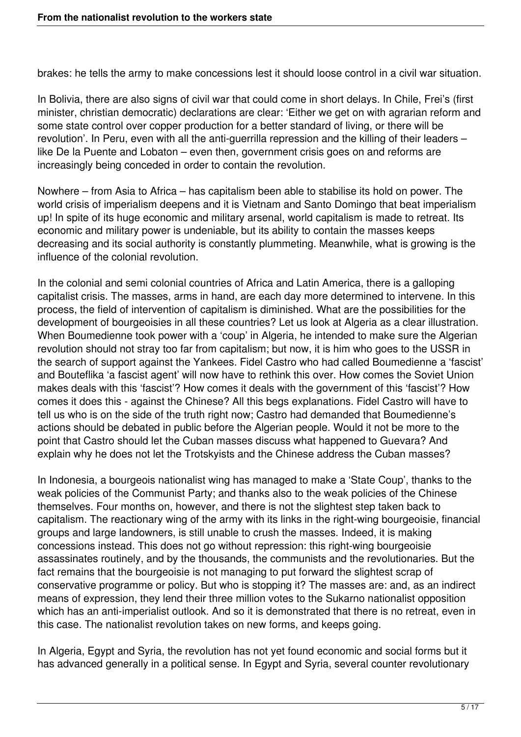brakes: he tells the army to make concessions lest it should loose control in a civil war situation.

In Bolivia, there are also signs of civil war that could come in short delays. In Chile, Frei's (first minister, christian democratic) declarations are clear: 'Either we get on with agrarian reform and some state control over copper production for a better standard of living, or there will be revolution'. In Peru, even with all the anti-guerrilla repression and the killing of their leaders – like De la Puente and Lobaton – even then, government crisis goes on and reforms are increasingly being conceded in order to contain the revolution.

Nowhere – from Asia to Africa – has capitalism been able to stabilise its hold on power. The world crisis of imperialism deepens and it is Vietnam and Santo Domingo that beat imperialism up! In spite of its huge economic and military arsenal, world capitalism is made to retreat. Its economic and military power is undeniable, but its ability to contain the masses keeps decreasing and its social authority is constantly plummeting. Meanwhile, what is growing is the influence of the colonial revolution.

In the colonial and semi colonial countries of Africa and Latin America, there is a galloping capitalist crisis. The masses, arms in hand, are each day more determined to intervene. In this process, the field of intervention of capitalism is diminished. What are the possibilities for the development of bourgeoisies in all these countries? Let us look at Algeria as a clear illustration. When Boumedienne took power with a 'coup' in Algeria, he intended to make sure the Algerian revolution should not stray too far from capitalism; but now, it is him who goes to the USSR in the search of support against the Yankees. Fidel Castro who had called Boumedienne a 'fascist' and Bouteflika 'a fascist agent' will now have to rethink this over. How comes the Soviet Union makes deals with this 'fascist'? How comes it deals with the government of this 'fascist'? How comes it does this - against the Chinese? All this begs explanations. Fidel Castro will have to tell us who is on the side of the truth right now; Castro had demanded that Boumedienne's actions should be debated in public before the Algerian people. Would it not be more to the point that Castro should let the Cuban masses discuss what happened to Guevara? And explain why he does not let the Trotskyists and the Chinese address the Cuban masses?

In Indonesia, a bourgeois nationalist wing has managed to make a 'State Coup', thanks to the weak policies of the Communist Party; and thanks also to the weak policies of the Chinese themselves. Four months on, however, and there is not the slightest step taken back to capitalism. The reactionary wing of the army with its links in the right-wing bourgeoisie, financial groups and large landowners, is still unable to crush the masses. Indeed, it is making concessions instead. This does not go without repression: this right-wing bourgeoisie assassinates routinely, and by the thousands, the communists and the revolutionaries. But the fact remains that the bourgeoisie is not managing to put forward the slightest scrap of conservative programme or policy. But who is stopping it? The masses are: and, as an indirect means of expression, they lend their three million votes to the Sukarno nationalist opposition which has an anti-imperialist outlook. And so it is demonstrated that there is no retreat, even in this case. The nationalist revolution takes on new forms, and keeps going.

In Algeria, Egypt and Syria, the revolution has not yet found economic and social forms but it has advanced generally in a political sense. In Egypt and Syria, several counter revolutionary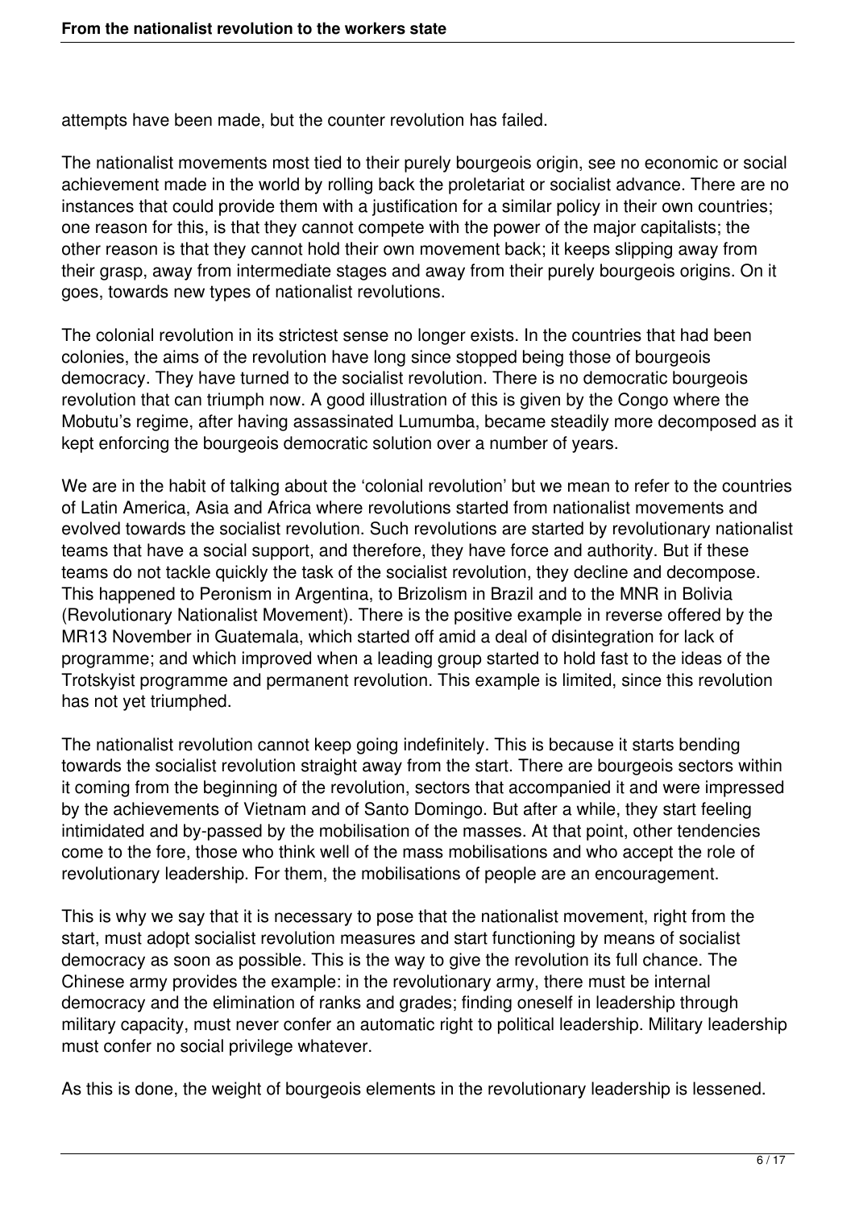attempts have been made, but the counter revolution has failed.

The nationalist movements most tied to their purely bourgeois origin, see no economic or social achievement made in the world by rolling back the proletariat or socialist advance. There are no instances that could provide them with a justification for a similar policy in their own countries; one reason for this, is that they cannot compete with the power of the major capitalists; the other reason is that they cannot hold their own movement back; it keeps slipping away from their grasp, away from intermediate stages and away from their purely bourgeois origins. On it goes, towards new types of nationalist revolutions.

The colonial revolution in its strictest sense no longer exists. In the countries that had been colonies, the aims of the revolution have long since stopped being those of bourgeois democracy. They have turned to the socialist revolution. There is no democratic bourgeois revolution that can triumph now. A good illustration of this is given by the Congo where the Mobutu's regime, after having assassinated Lumumba, became steadily more decomposed as it kept enforcing the bourgeois democratic solution over a number of years.

We are in the habit of talking about the 'colonial revolution' but we mean to refer to the countries of Latin America, Asia and Africa where revolutions started from nationalist movements and evolved towards the socialist revolution. Such revolutions are started by revolutionary nationalist teams that have a social support, and therefore, they have force and authority. But if these teams do not tackle quickly the task of the socialist revolution, they decline and decompose. This happened to Peronism in Argentina, to Brizolism in Brazil and to the MNR in Bolivia (Revolutionary Nationalist Movement). There is the positive example in reverse offered by the MR13 November in Guatemala, which started off amid a deal of disintegration for lack of programme; and which improved when a leading group started to hold fast to the ideas of the Trotskyist programme and permanent revolution. This example is limited, since this revolution has not yet triumphed.

The nationalist revolution cannot keep going indefinitely. This is because it starts bending towards the socialist revolution straight away from the start. There are bourgeois sectors within it coming from the beginning of the revolution, sectors that accompanied it and were impressed by the achievements of Vietnam and of Santo Domingo. But after a while, they start feeling intimidated and by-passed by the mobilisation of the masses. At that point, other tendencies come to the fore, those who think well of the mass mobilisations and who accept the role of revolutionary leadership. For them, the mobilisations of people are an encouragement.

This is why we say that it is necessary to pose that the nationalist movement, right from the start, must adopt socialist revolution measures and start functioning by means of socialist democracy as soon as possible. This is the way to give the revolution its full chance. The Chinese army provides the example: in the revolutionary army, there must be internal democracy and the elimination of ranks and grades; finding oneself in leadership through military capacity, must never confer an automatic right to political leadership. Military leadership must confer no social privilege whatever.

As this is done, the weight of bourgeois elements in the revolutionary leadership is lessened.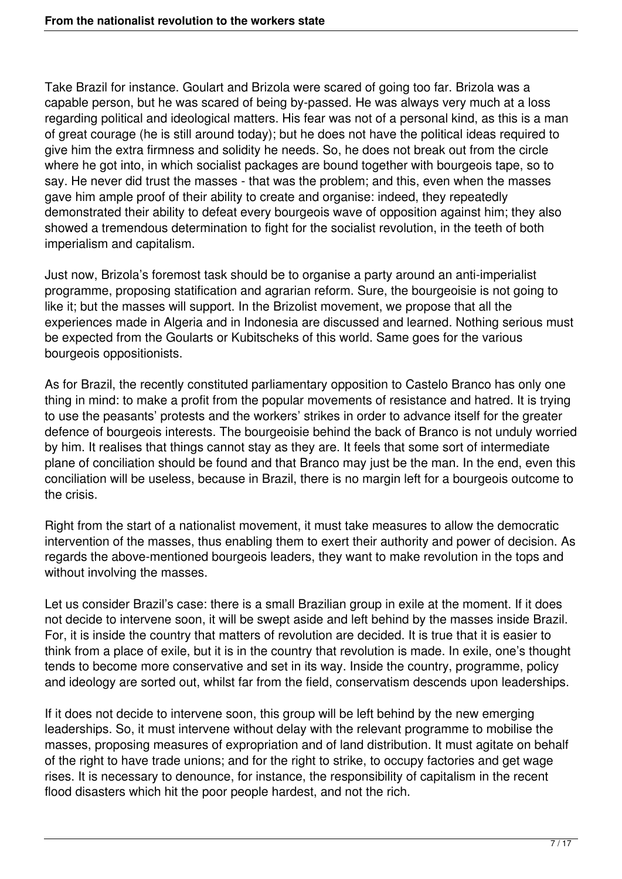Take Brazil for instance. Goulart and Brizola were scared of going too far. Brizola was a capable person, but he was scared of being by-passed. He was always very much at a loss regarding political and ideological matters. His fear was not of a personal kind, as this is a man of great courage (he is still around today); but he does not have the political ideas required to give him the extra firmness and solidity he needs. So, he does not break out from the circle where he got into, in which socialist packages are bound together with bourgeois tape, so to say. He never did trust the masses - that was the problem; and this, even when the masses gave him ample proof of their ability to create and organise: indeed, they repeatedly demonstrated their ability to defeat every bourgeois wave of opposition against him; they also showed a tremendous determination to fight for the socialist revolution, in the teeth of both imperialism and capitalism.

Just now, Brizola's foremost task should be to organise a party around an anti-imperialist programme, proposing statification and agrarian reform. Sure, the bourgeoisie is not going to like it; but the masses will support. In the Brizolist movement, we propose that all the experiences made in Algeria and in Indonesia are discussed and learned. Nothing serious must be expected from the Goularts or Kubitscheks of this world. Same goes for the various bourgeois oppositionists.

As for Brazil, the recently constituted parliamentary opposition to Castelo Branco has only one thing in mind: to make a profit from the popular movements of resistance and hatred. It is trying to use the peasants' protests and the workers' strikes in order to advance itself for the greater defence of bourgeois interests. The bourgeoisie behind the back of Branco is not unduly worried by him. It realises that things cannot stay as they are. It feels that some sort of intermediate plane of conciliation should be found and that Branco may just be the man. In the end, even this conciliation will be useless, because in Brazil, there is no margin left for a bourgeois outcome to the crisis.

Right from the start of a nationalist movement, it must take measures to allow the democratic intervention of the masses, thus enabling them to exert their authority and power of decision. As regards the above-mentioned bourgeois leaders, they want to make revolution in the tops and without involving the masses.

Let us consider Brazil's case: there is a small Brazilian group in exile at the moment. If it does not decide to intervene soon, it will be swept aside and left behind by the masses inside Brazil. For, it is inside the country that matters of revolution are decided. It is true that it is easier to think from a place of exile, but it is in the country that revolution is made. In exile, one's thought tends to become more conservative and set in its way. Inside the country, programme, policy and ideology are sorted out, whilst far from the field, conservatism descends upon leaderships.

If it does not decide to intervene soon, this group will be left behind by the new emerging leaderships. So, it must intervene without delay with the relevant programme to mobilise the masses, proposing measures of expropriation and of land distribution. It must agitate on behalf of the right to have trade unions; and for the right to strike, to occupy factories and get wage rises. It is necessary to denounce, for instance, the responsibility of capitalism in the recent flood disasters which hit the poor people hardest, and not the rich.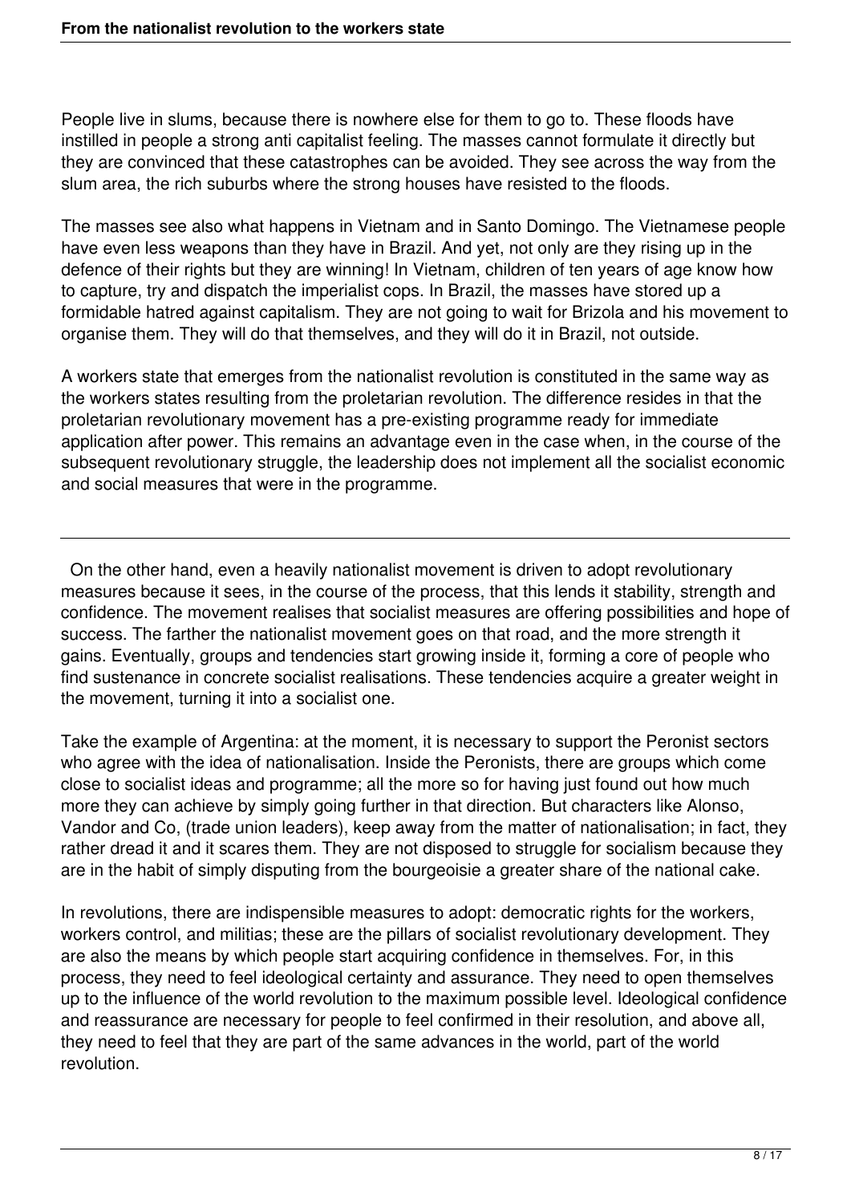People live in slums, because there is nowhere else for them to go to. These floods have instilled in people a strong anti capitalist feeling. The masses cannot formulate it directly but they are convinced that these catastrophes can be avoided. They see across the way from the slum area, the rich suburbs where the strong houses have resisted to the floods.

The masses see also what happens in Vietnam and in Santo Domingo. The Vietnamese people have even less weapons than they have in Brazil. And yet, not only are they rising up in the defence of their rights but they are winning! In Vietnam, children of ten years of age know how to capture, try and dispatch the imperialist cops. In Brazil, the masses have stored up a formidable hatred against capitalism. They are not going to wait for Brizola and his movement to organise them. They will do that themselves, and they will do it in Brazil, not outside.

A workers state that emerges from the nationalist revolution is constituted in the same way as the workers states resulting from the proletarian revolution. The difference resides in that the proletarian revolutionary movement has a pre-existing programme ready for immediate application after power. This remains an advantage even in the case when, in the course of the subsequent revolutionary struggle, the leadership does not implement all the socialist economic and social measures that were in the programme.

---

On the other hand, even a heavily nationalist movement is driven to adopt revolutionary measures because it sees, in the course of the process, that this lends it stability, strength and confidence. The movement realises that socialist measures are offering possibilities and hope of success. The farther the nationalist movement goes on that road, and the more strength it gains. Eventually, groups and tendencies start growing inside it, forming a core of people who find sustenance in concrete socialist realisations. These tendencies acquire a greater weight in the movement, turning it into a socialist one.

Take the example of Argentina: at the moment, it is necessary to support the Peronist sectors who agree with the idea of nationalisation. Inside the Peronists, there are groups which come close to socialist ideas and programme; all the more so for having just found out how much more they can achieve by simply going further in that direction. But characters like Alonso, Vandor and Co, (trade union leaders), keep away from the matter of nationalisation; in fact, they rather dread it and it scares them. They are not disposed to struggle for socialism because they are in the habit of simply disputing from the bourgeoisie a greater share of the national cake.

In revolutions, there are indispensible measures to adopt: democratic rights for the workers, workers control, and militias; these are the pillars of socialist revolutionary development. They are also the means by which people start acquiring confidence in themselves. For, in this process, they need to feel ideological certainty and assurance. They need to open themselves up to the influence of the world revolution to the maximum possible level. Ideological confidence and reassurance are necessary for people to feel confirmed in their resolution, and above all, they need to feel that they are part of the same advances in the world, part of the world revolution.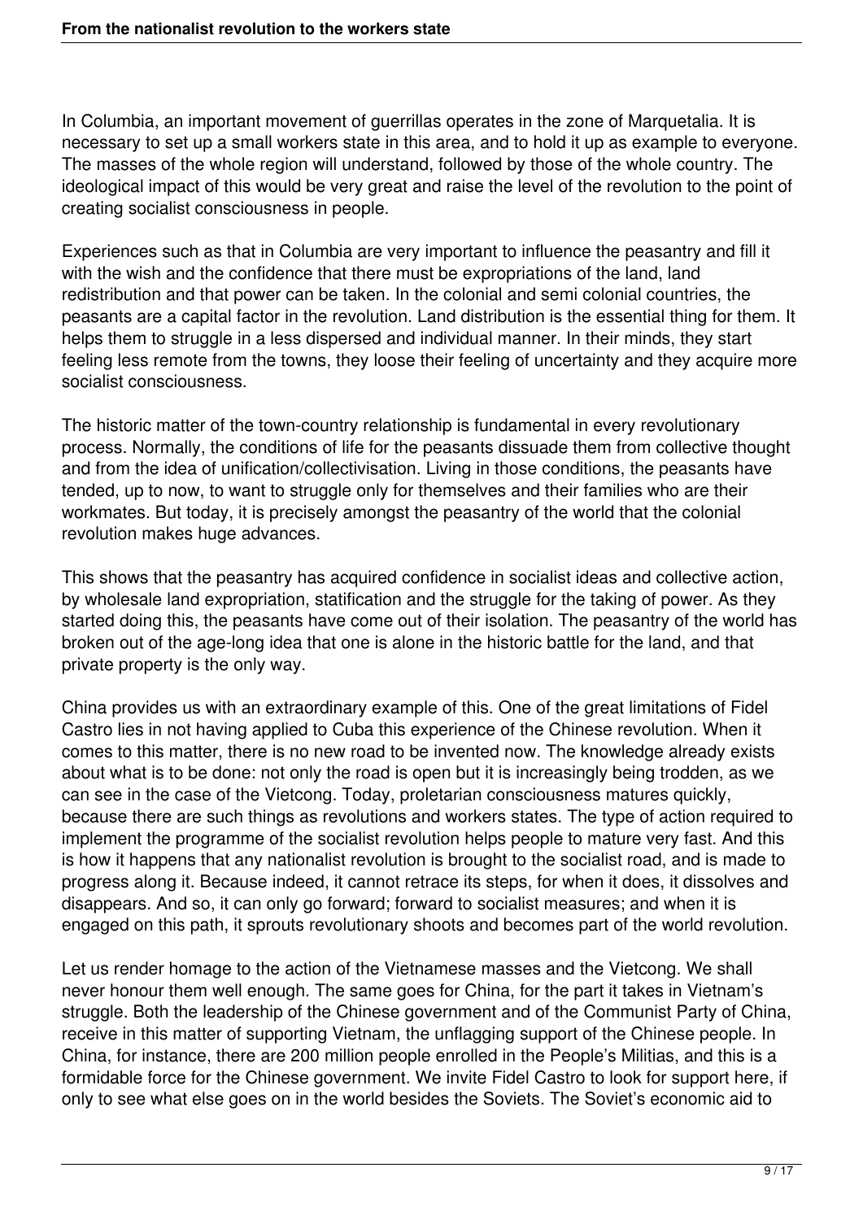In Columbia, an important movement of guerrillas operates in the zone of Marquetalia. It is necessary to set up a small workers state in this area, and to hold it up as example to everyone. The masses of the whole region will understand, followed by those of the whole country. The ideological impact of this would be very great and raise the level of the revolution to the point of creating socialist consciousness in people.

Experiences such as that in Columbia are very important to influence the peasantry and fill it with the wish and the confidence that there must be expropriations of the land, land redistribution and that power can be taken. In the colonial and semi colonial countries, the peasants are a capital factor in the revolution. Land distribution is the essential thing for them. It helps them to struggle in a less dispersed and individual manner. In their minds, they start feeling less remote from the towns, they loose their feeling of uncertainty and they acquire more socialist consciousness.

The historic matter of the town-country relationship is fundamental in every revolutionary process. Normally, the conditions of life for the peasants dissuade them from collective thought and from the idea of unification/collectivisation. Living in those conditions, the peasants have tended, up to now, to want to struggle only for themselves and their families who are their workmates. But today, it is precisely amongst the peasantry of the world that the colonial revolution makes huge advances.

This shows that the peasantry has acquired confidence in socialist ideas and collective action, by wholesale land expropriation, statification and the struggle for the taking of power. As they started doing this, the peasants have come out of their isolation. The peasantry of the world has broken out of the age-long idea that one is alone in the historic battle for the land, and that private property is the only way.

China provides us with an extraordinary example of this. One of the great limitations of Fidel Castro lies in not having applied to Cuba this experience of the Chinese revolution. When it comes to this matter, there is no new road to be invented now. The knowledge already exists about what is to be done: not only the road is open but it is increasingly being trodden, as we can see in the case of the Vietcong. Today, proletarian consciousness matures quickly, because there are such things as revolutions and workers states. The type of action required to implement the programme of the socialist revolution helps people to mature very fast. And this is how it happens that any nationalist revolution is brought to the socialist road, and is made to progress along it. Because indeed, it cannot retrace its steps, for when it does, it dissolves and disappears. And so, it can only go forward; forward to socialist measures; and when it is engaged on this path, it sprouts revolutionary shoots and becomes part of the world revolution.

Let us render homage to the action of the Vietnamese masses and the Vietcong. We shall never honour them well enough. The same goes for China, for the part it takes in Vietnam's struggle. Both the leadership of the Chinese government and of the Communist Party of China, receive in this matter of supporting Vietnam, the unflagging support of the Chinese people. In China, for instance, there are 200 million people enrolled in the People's Militias, and this is a formidable force for the Chinese government. We invite Fidel Castro to look for support here, if only to see what else goes on in the world besides the Soviets. The Soviet's economic aid to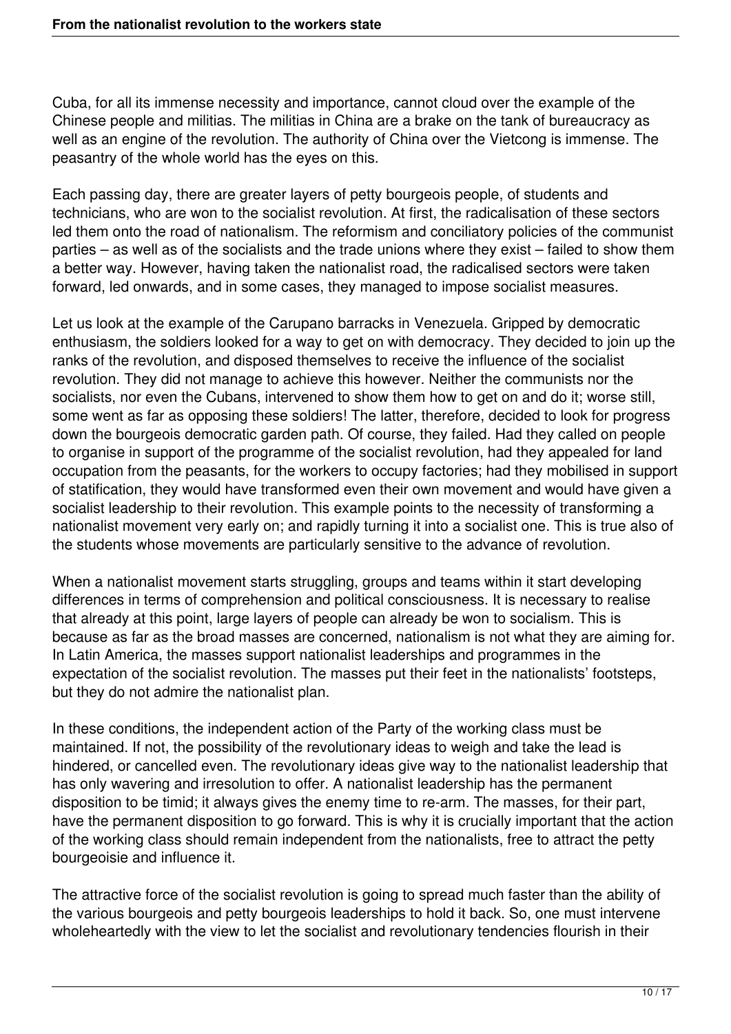Cuba, for all its immense necessity and importance, cannot cloud over the example of the Chinese people and militias. The militias in China are a brake on the tank of bureaucracy as well as an engine of the revolution. The authority of China over the Vietcong is immense. The peasantry of the whole world has the eyes on this.

Each passing day, there are greater layers of petty bourgeois people, of students and technicians, who are won to the socialist revolution. At first, the radicalisation of these sectors led them onto the road of nationalism. The reformism and conciliatory policies of the communist parties – as well as of the socialists and the trade unions where they exist – failed to show them a better way. However, having taken the nationalist road, the radicalised sectors were taken forward, led onwards, and in some cases, they managed to impose socialist measures.

Let us look at the example of the Carupano barracks in Venezuela. Gripped by democratic enthusiasm, the soldiers looked for a way to get on with democracy. They decided to join up the ranks of the revolution, and disposed themselves to receive the influence of the socialist revolution. They did not manage to achieve this however. Neither the communists nor the socialists, nor even the Cubans, intervened to show them how to get on and do it; worse still, some went as far as opposing these soldiers! The latter, therefore, decided to look for progress down the bourgeois democratic garden path. Of course, they failed. Had they called on people to organise in support of the programme of the socialist revolution, had they appealed for land occupation from the peasants, for the workers to occupy factories; had they mobilised in support of statification, they would have transformed even their own movement and would have given a socialist leadership to their revolution. This example points to the necessity of transforming a nationalist movement very early on; and rapidly turning it into a socialist one. This is true also of the students whose movements are particularly sensitive to the advance of revolution.

When a nationalist movement starts struggling, groups and teams within it start developing differences in terms of comprehension and political consciousness. It is necessary to realise that already at this point, large layers of people can already be won to socialism. This is because as far as the broad masses are concerned, nationalism is not what they are aiming for. In Latin America, the masses support nationalist leaderships and programmes in the expectation of the socialist revolution. The masses put their feet in the nationalists' footsteps, but they do not admire the nationalist plan.

In these conditions, the independent action of the Party of the working class must be maintained. If not, the possibility of the revolutionary ideas to weigh and take the lead is hindered, or cancelled even. The revolutionary ideas give way to the nationalist leadership that has only wavering and irresolution to offer. A nationalist leadership has the permanent disposition to be timid; it always gives the enemy time to re-arm. The masses, for their part, have the permanent disposition to go forward. This is why it is crucially important that the action of the working class should remain independent from the nationalists, free to attract the petty bourgeoisie and influence it.

The attractive force of the socialist revolution is going to spread much faster than the ability of the various bourgeois and petty bourgeois leaderships to hold it back. So, one must intervene wholeheartedly with the view to let the socialist and revolutionary tendencies flourish in their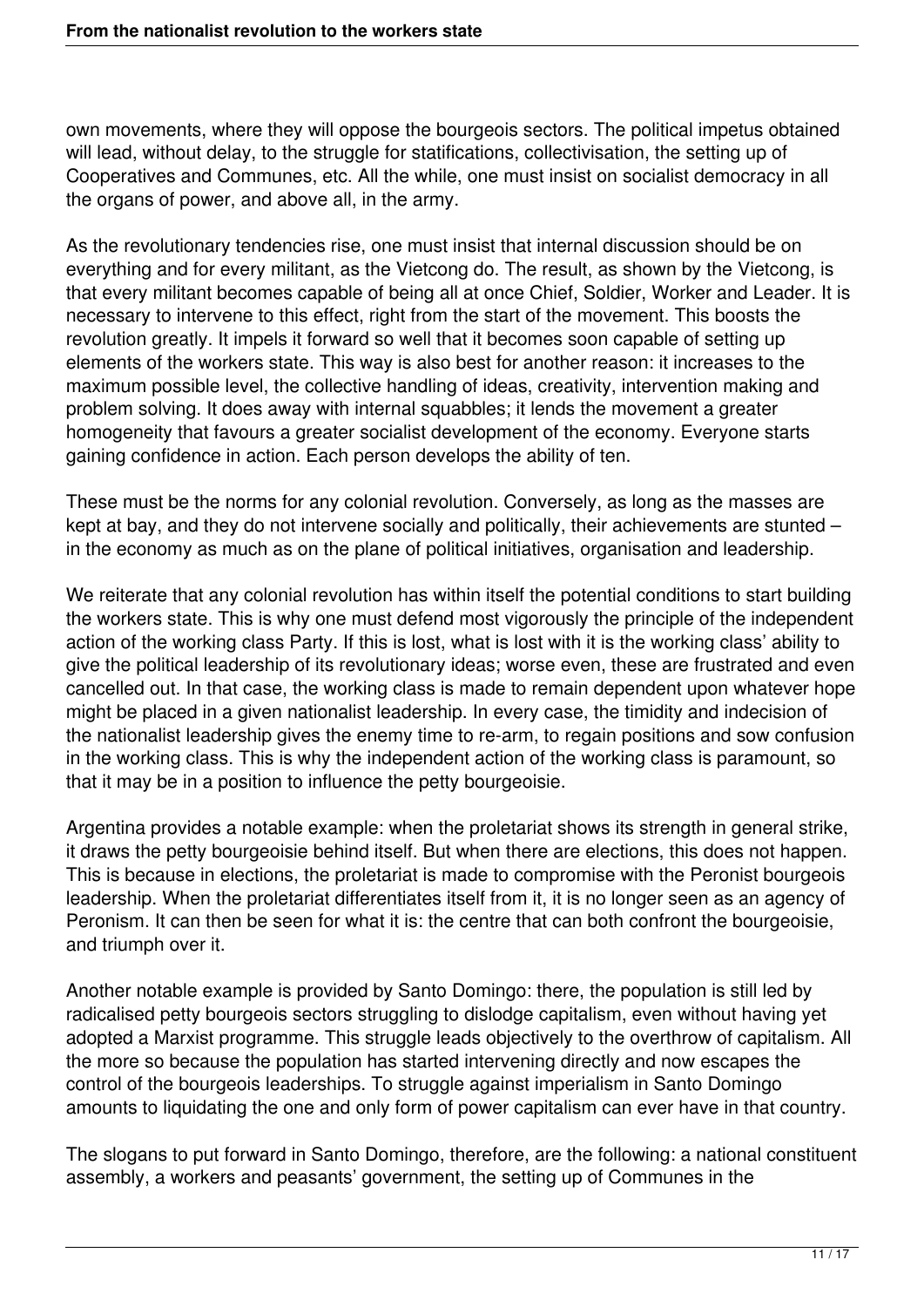own movements, where they will oppose the bourgeois sectors. The political impetus obtained will lead, without delay, to the struggle for statifications, collectivisation, the setting up of Cooperatives and Communes, etc. All the while, one must insist on socialist democracy in all the organs of power, and above all, in the army.

As the revolutionary tendencies rise, one must insist that internal discussion should be on everything and for every militant, as the Vietcong do. The result, as shown by the Vietcong, is that every militant becomes capable of being all at once Chief, Soldier, Worker and Leader. It is necessary to intervene to this effect, right from the start of the movement. This boosts the revolution greatly. It impels it forward so well that it becomes soon capable of setting up elements of the workers state. This way is also best for another reason: it increases to the maximum possible level, the collective handling of ideas, creativity, intervention making and problem solving. It does away with internal squabbles; it lends the movement a greater homogeneity that favours a greater socialist development of the economy. Everyone starts gaining confidence in action. Each person develops the ability of ten.

These must be the norms for any colonial revolution. Conversely, as long as the masses are kept at bay, and they do not intervene socially and politically, their achievements are stunted – in the economy as much as on the plane of political initiatives, organisation and leadership.

We reiterate that any colonial revolution has within itself the potential conditions to start building the workers state. This is why one must defend most vigorously the principle of the independent action of the working class Party. If this is lost, what is lost with it is the working class' ability to give the political leadership of its revolutionary ideas; worse even, these are frustrated and even cancelled out. In that case, the working class is made to remain dependent upon whatever hope might be placed in a given nationalist leadership. In every case, the timidity and indecision of the nationalist leadership gives the enemy time to re-arm, to regain positions and sow confusion in the working class. This is why the independent action of the working class is paramount, so that it may be in a position to influence the petty bourgeoisie.

Argentina provides a notable example: when the proletariat shows its strength in general strike, it draws the petty bourgeoisie behind itself. But when there are elections, this does not happen. This is because in elections, the proletariat is made to compromise with the Peronist bourgeois leadership. When the proletariat differentiates itself from it, it is no longer seen as an agency of Peronism. It can then be seen for what it is: the centre that can both confront the bourgeoisie, and triumph over it.

Another notable example is provided by Santo Domingo: there, the population is still led by radicalised petty bourgeois sectors struggling to dislodge capitalism, even without having yet adopted a Marxist programme. This struggle leads objectively to the overthrow of capitalism. All the more so because the population has started intervening directly and now escapes the control of the bourgeois leaderships. To struggle against imperialism in Santo Domingo amounts to liquidating the one and only form of power capitalism can ever have in that country.

The slogans to put forward in Santo Domingo, therefore, are the following: a national constituent assembly, a workers and peasants' government, the setting up of Communes in the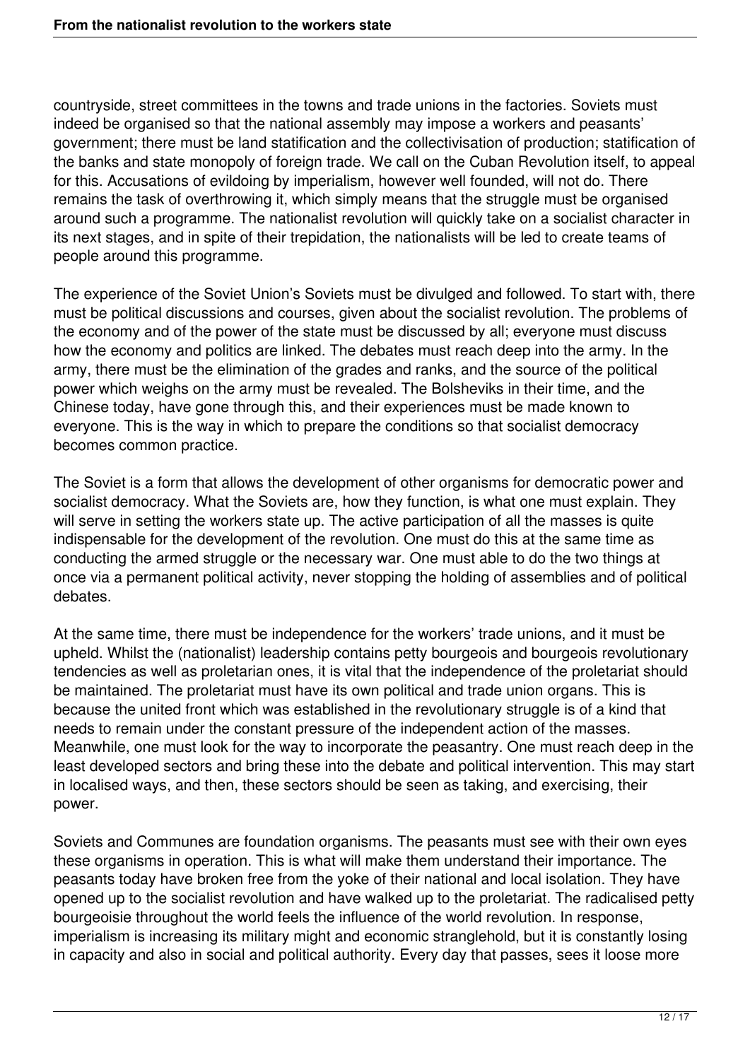countryside, street committees in the towns and trade unions in the factories. Soviets must indeed be organised so that the national assembly may impose a workers and peasants' government; there must be land statification and the collectivisation of production; statification of the banks and state monopoly of foreign trade. We call on the Cuban Revolution itself, to appeal for this. Accusations of evildoing by imperialism, however well founded, will not do. There remains the task of overthrowing it, which simply means that the struggle must be organised around such a programme. The nationalist revolution will quickly take on a socialist character in its next stages, and in spite of their trepidation, the nationalists will be led to create teams of people around this programme.

The experience of the Soviet Union's Soviets must be divulged and followed. To start with, there must be political discussions and courses, given about the socialist revolution. The problems of the economy and of the power of the state must be discussed by all; everyone must discuss how the economy and politics are linked. The debates must reach deep into the army. In the army, there must be the elimination of the grades and ranks, and the source of the political power which weighs on the army must be revealed. The Bolsheviks in their time, and the Chinese today, have gone through this, and their experiences must be made known to everyone. This is the way in which to prepare the conditions so that socialist democracy becomes common practice.

The Soviet is a form that allows the development of other organisms for democratic power and socialist democracy. What the Soviets are, how they function, is what one must explain. They will serve in setting the workers state up. The active participation of all the masses is quite indispensable for the development of the revolution. One must do this at the same time as conducting the armed struggle or the necessary war. One must able to do the two things at once via a permanent political activity, never stopping the holding of assemblies and of political debates.

At the same time, there must be independence for the workers' trade unions, and it must be upheld. Whilst the (nationalist) leadership contains petty bourgeois and bourgeois revolutionary tendencies as well as proletarian ones, it is vital that the independence of the proletariat should be maintained. The proletariat must have its own political and trade union organs. This is because the united front which was established in the revolutionary struggle is of a kind that needs to remain under the constant pressure of the independent action of the masses. Meanwhile, one must look for the way to incorporate the peasantry. One must reach deep in the least developed sectors and bring these into the debate and political intervention. This may start in localised ways, and then, these sectors should be seen as taking, and exercising, their power.

Soviets and Communes are foundation organisms. The peasants must see with their own eyes these organisms in operation. This is what will make them understand their importance. The peasants today have broken free from the yoke of their national and local isolation. They have opened up to the socialist revolution and have walked up to the proletariat. The radicalised petty bourgeoisie throughout the world feels the influence of the world revolution. In response, imperialism is increasing its military might and economic stranglehold, but it is constantly losing in capacity and also in social and political authority. Every day that passes, sees it loose more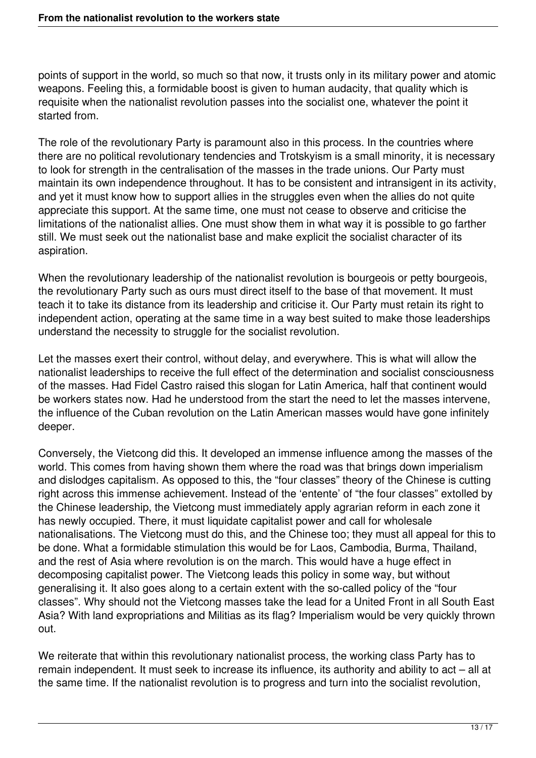points of support in the world, so much so that now, it trusts only in its military power and atomic weapons. Feeling this, a formidable boost is given to human audacity, that quality which is requisite when the nationalist revolution passes into the socialist one, whatever the point it started from.

The role of the revolutionary Party is paramount also in this process. In the countries where there are no political revolutionary tendencies and Trotskyism is a small minority, it is necessary to look for strength in the centralisation of the masses in the trade unions. Our Party must maintain its own independence throughout. It has to be consistent and intransigent in its activity, and yet it must know how to support allies in the struggles even when the allies do not quite appreciate this support. At the same time, one must not cease to observe and criticise the limitations of the nationalist allies. One must show them in what way it is possible to go farther still. We must seek out the nationalist base and make explicit the socialist character of its aspiration.

When the revolutionary leadership of the nationalist revolution is bourgeois or petty bourgeois, the revolutionary Party such as ours must direct itself to the base of that movement. It must teach it to take its distance from its leadership and criticise it. Our Party must retain its right to independent action, operating at the same time in a way best suited to make those leaderships understand the necessity to struggle for the socialist revolution.

Let the masses exert their control, without delay, and everywhere. This is what will allow the nationalist leaderships to receive the full effect of the determination and socialist consciousness of the masses. Had Fidel Castro raised this slogan for Latin America, half that continent would be workers states now. Had he understood from the start the need to let the masses intervene, the influence of the Cuban revolution on the Latin American masses would have gone infinitely deeper.

Conversely, the Vietcong did this. It developed an immense influence among the masses of the world. This comes from having shown them where the road was that brings down imperialism and dislodges capitalism. As opposed to this, the "four classes" theory of the Chinese is cutting right across this immense achievement. Instead of the 'entente' of "the four classes" extolled by the Chinese leadership, the Vietcong must immediately apply agrarian reform in each zone it has newly occupied. There, it must liquidate capitalist power and call for wholesale nationalisations. The Vietcong must do this, and the Chinese too; they must all appeal for this to be done. What a formidable stimulation this would be for Laos, Cambodia, Burma, Thailand, and the rest of Asia where revolution is on the march. This would have a huge effect in decomposing capitalist power. The Vietcong leads this policy in some way, but without generalising it. It also goes along to a certain extent with the so-called policy of the "four classes". Why should not the Vietcong masses take the lead for a United Front in all South East Asia? With land expropriations and Militias as its flag? Imperialism would be very quickly thrown out.

We reiterate that within this revolutionary nationalist process, the working class Party has to remain independent. It must seek to increase its influence, its authority and ability to act – all at the same time. If the nationalist revolution is to progress and turn into the socialist revolution,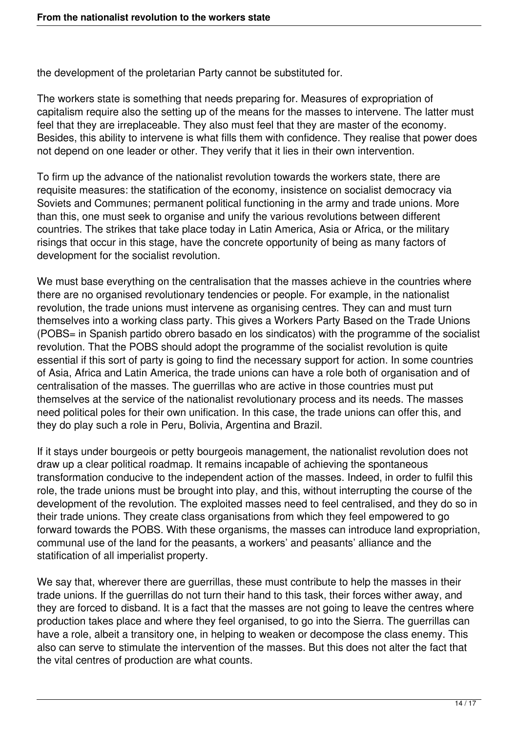the development of the proletarian Party cannot be substituted for.

The workers state is something that needs preparing for. Measures of expropriation of capitalism require also the setting up of the means for the masses to intervene. The latter must feel that they are irreplaceable. They also must feel that they are master of the economy. Besides, this ability to intervene is what fills them with confidence. They realise that power does not depend on one leader or other. They verify that it lies in their own intervention.

To firm up the advance of the nationalist revolution towards the workers state, there are requisite measures: the statification of the economy, insistence on socialist democracy via Soviets and Communes; permanent political functioning in the army and trade unions. More than this, one must seek to organise and unify the various revolutions between different countries. The strikes that take place today in Latin America, Asia or Africa, or the military risings that occur in this stage, have the concrete opportunity of being as many factors of development for the socialist revolution.

We must base everything on the centralisation that the masses achieve in the countries where there are no organised revolutionary tendencies or people. For example, in the nationalist revolution, the trade unions must intervene as organising centres. They can and must turn themselves into a working class party. This gives a Workers Party Based on the Trade Unions (POBS= in Spanish partido obrero basado en los sindicatos) with the programme of the socialist revolution. That the POBS should adopt the programme of the socialist revolution is quite essential if this sort of party is going to find the necessary support for action. In some countries of Asia, Africa and Latin America, the trade unions can have a role both of organisation and of centralisation of the masses. The guerrillas who are active in those countries must put themselves at the service of the nationalist revolutionary process and its needs. The masses need political poles for their own unification. In this case, the trade unions can offer this, and they do play such a role in Peru, Bolivia, Argentina and Brazil.

If it stays under bourgeois or petty bourgeois management, the nationalist revolution does not draw up a clear political roadmap. It remains incapable of achieving the spontaneous transformation conducive to the independent action of the masses. Indeed, in order to fulfil this role, the trade unions must be brought into play, and this, without interrupting the course of the development of the revolution. The exploited masses need to feel centralised, and they do so in their trade unions. They create class organisations from which they feel empowered to go forward towards the POBS. With these organisms, the masses can introduce land expropriation, communal use of the land for the peasants, a workers' and peasants' alliance and the statification of all imperialist property.

We say that, wherever there are guerrillas, these must contribute to help the masses in their trade unions. If the guerrillas do not turn their hand to this task, their forces wither away, and they are forced to disband. It is a fact that the masses are not going to leave the centres where production takes place and where they feel organised, to go into the Sierra. The guerrillas can have a role, albeit a transitory one, in helping to weaken or decompose the class enemy. This also can serve to stimulate the intervention of the masses. But this does not alter the fact that the vital centres of production are what counts.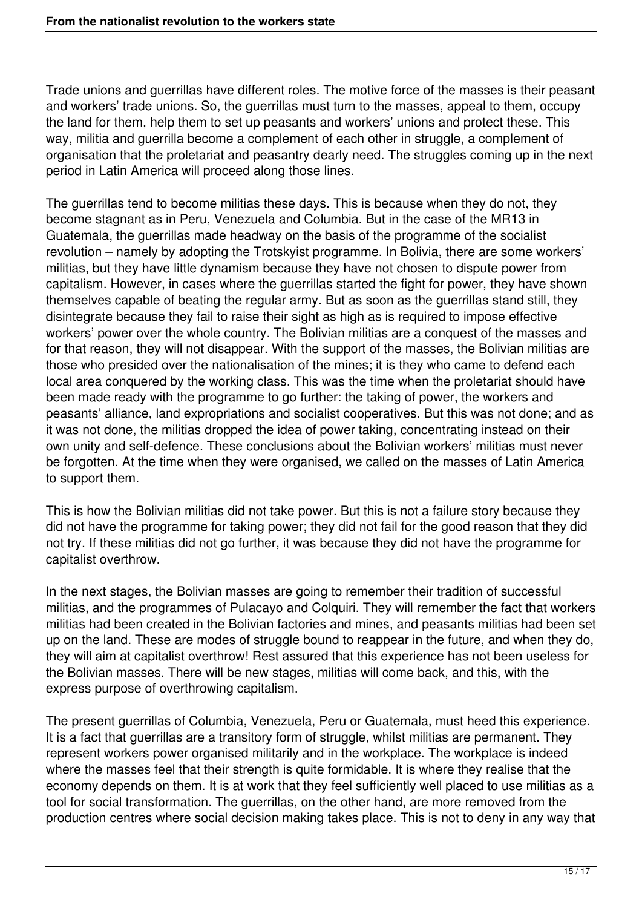Trade unions and guerrillas have different roles. The motive force of the masses is their peasant and workers' trade unions. So, the guerrillas must turn to the masses, appeal to them, occupy the land for them, help them to set up peasants and workers' unions and protect these. This way, militia and guerrilla become a complement of each other in struggle, a complement of organisation that the proletariat and peasantry dearly need. The struggles coming up in the next period in Latin America will proceed along those lines.

The guerrillas tend to become militias these days. This is because when they do not, they become stagnant as in Peru, Venezuela and Columbia. But in the case of the MR13 in Guatemala, the guerrillas made headway on the basis of the programme of the socialist revolution – namely by adopting the Trotskyist programme. In Bolivia, there are some workers' militias, but they have little dynamism because they have not chosen to dispute power from capitalism. However, in cases where the guerrillas started the fight for power, they have shown themselves capable of beating the regular army. But as soon as the guerrillas stand still, they disintegrate because they fail to raise their sight as high as is required to impose effective workers' power over the whole country. The Bolivian militias are a conquest of the masses and for that reason, they will not disappear. With the support of the masses, the Bolivian militias are those who presided over the nationalisation of the mines; it is they who came to defend each local area conquered by the working class. This was the time when the proletariat should have been made ready with the programme to go further: the taking of power, the workers and peasants' alliance, land expropriations and socialist cooperatives. But this was not done; and as it was not done, the militias dropped the idea of power taking, concentrating instead on their own unity and self-defence. These conclusions about the Bolivian workers' militias must never be forgotten. At the time when they were organised, we called on the masses of Latin America to support them.

This is how the Bolivian militias did not take power. But this is not a failure story because they did not have the programme for taking power; they did not fail for the good reason that they did not try. If these militias did not go further, it was because they did not have the programme for capitalist overthrow.

In the next stages, the Bolivian masses are going to remember their tradition of successful militias, and the programmes of Pulacayo and Colquiri. They will remember the fact that workers militias had been created in the Bolivian factories and mines, and peasants militias had been set up on the land. These are modes of struggle bound to reappear in the future, and when they do, they will aim at capitalist overthrow! Rest assured that this experience has not been useless for the Bolivian masses. There will be new stages, militias will come back, and this, with the express purpose of overthrowing capitalism.

The present guerrillas of Columbia, Venezuela, Peru or Guatemala, must heed this experience. It is a fact that guerrillas are a transitory form of struggle, whilst militias are permanent. They represent workers power organised militarily and in the workplace. The workplace is indeed where the masses feel that their strength is quite formidable. It is where they realise that the economy depends on them. It is at work that they feel sufficiently well placed to use militias as a tool for social transformation. The guerrillas, on the other hand, are more removed from the production centres where social decision making takes place. This is not to deny in any way that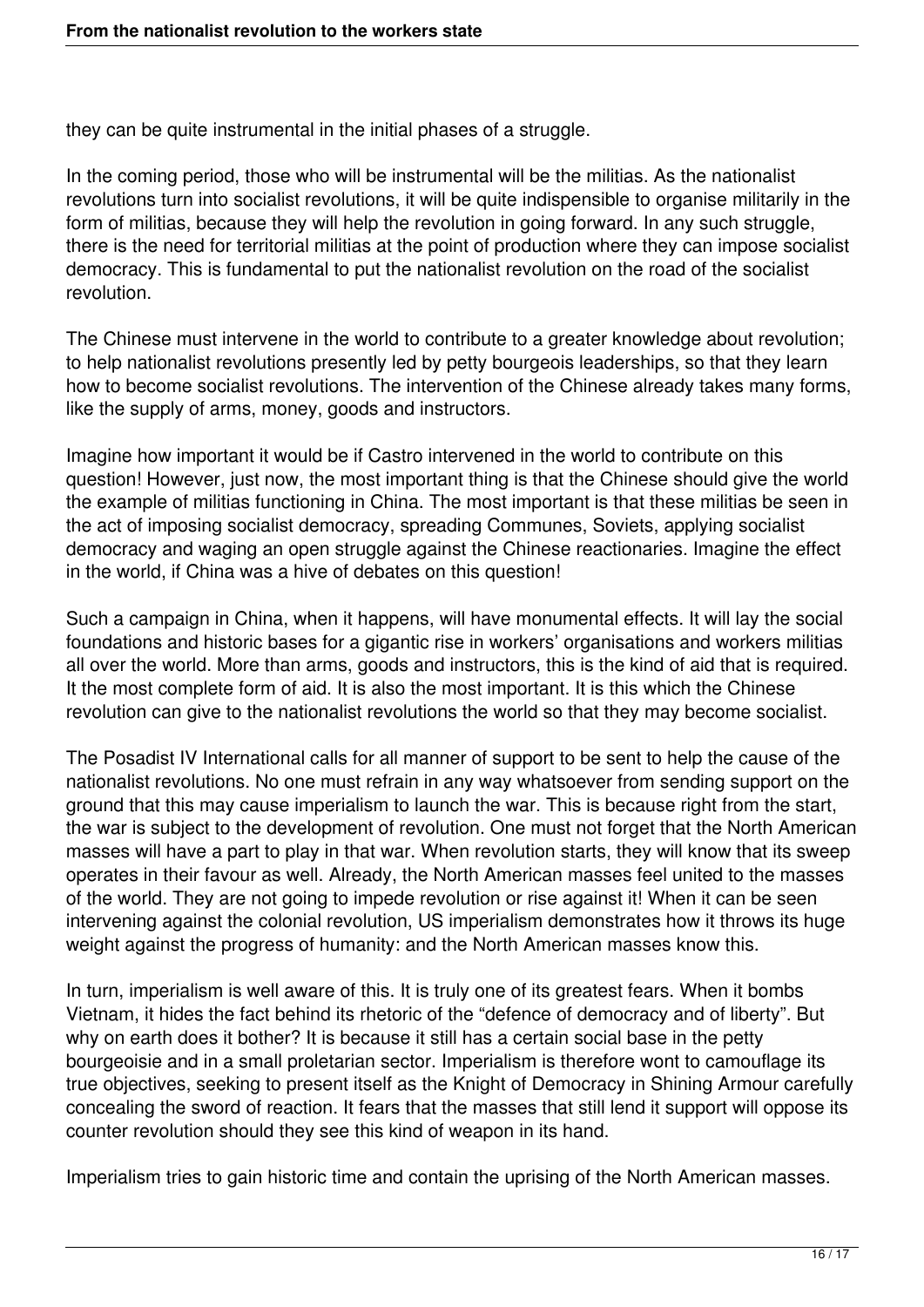they can be quite instrumental in the initial phases of a struggle.

In the coming period, those who will be instrumental will be the militias. As the nationalist revolutions turn into socialist revolutions, it will be quite indispensible to organise militarily in the form of militias, because they will help the revolution in going forward. In any such struggle, there is the need for territorial militias at the point of production where they can impose socialist democracy. This is fundamental to put the nationalist revolution on the road of the socialist revolution.

The Chinese must intervene in the world to contribute to a greater knowledge about revolution; to help nationalist revolutions presently led by petty bourgeois leaderships, so that they learn how to become socialist revolutions. The intervention of the Chinese already takes many forms, like the supply of arms, money, goods and instructors.

Imagine how important it would be if Castro intervened in the world to contribute on this question! However, just now, the most important thing is that the Chinese should give the world the example of militias functioning in China. The most important is that these militias be seen in the act of imposing socialist democracy, spreading Communes, Soviets, applying socialist democracy and waging an open struggle against the Chinese reactionaries. Imagine the effect in the world, if China was a hive of debates on this question!

Such a campaign in China, when it happens, will have monumental effects. It will lay the social foundations and historic bases for a gigantic rise in workers' organisations and workers militias all over the world. More than arms, goods and instructors, this is the kind of aid that is required. It the most complete form of aid. It is also the most important. It is this which the Chinese revolution can give to the nationalist revolutions the world so that they may become socialist.

The Posadist IV International calls for all manner of support to be sent to help the cause of the nationalist revolutions. No one must refrain in any way whatsoever from sending support on the ground that this may cause imperialism to launch the war. This is because right from the start, the war is subject to the development of revolution. One must not forget that the North American masses will have a part to play in that war. When revolution starts, they will know that its sweep operates in their favour as well. Already, the North American masses feel united to the masses of the world. They are not going to impede revolution or rise against it! When it can be seen intervening against the colonial revolution, US imperialism demonstrates how it throws its huge weight against the progress of humanity: and the North American masses know this.

In turn, imperialism is well aware of this. It is truly one of its greatest fears. When it bombs Vietnam, it hides the fact behind its rhetoric of the "defence of democracy and of liberty". But why on earth does it bother? It is because it still has a certain social base in the petty bourgeoisie and in a small proletarian sector. Imperialism is therefore wont to camouflage its true objectives, seeking to present itself as the Knight of Democracy in Shining Armour carefully concealing the sword of reaction. It fears that the masses that still lend it support will oppose its counter revolution should they see this kind of weapon in its hand.

Imperialism tries to gain historic time and contain the uprising of the North American masses.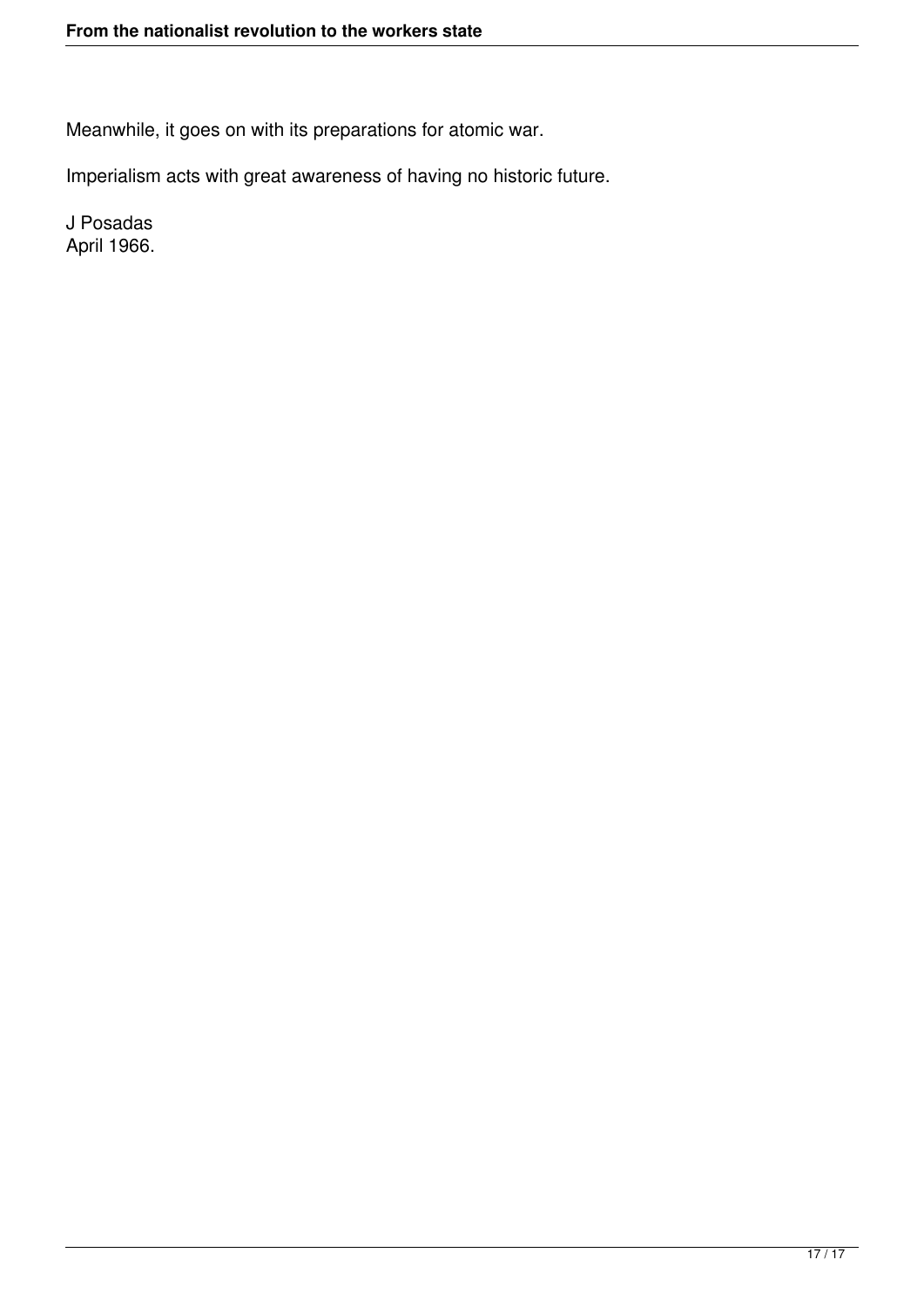Meanwhile, it goes on with its preparations for atomic war.

Imperialism acts with great awareness of having no historic future.

J Posadas
April 1966.